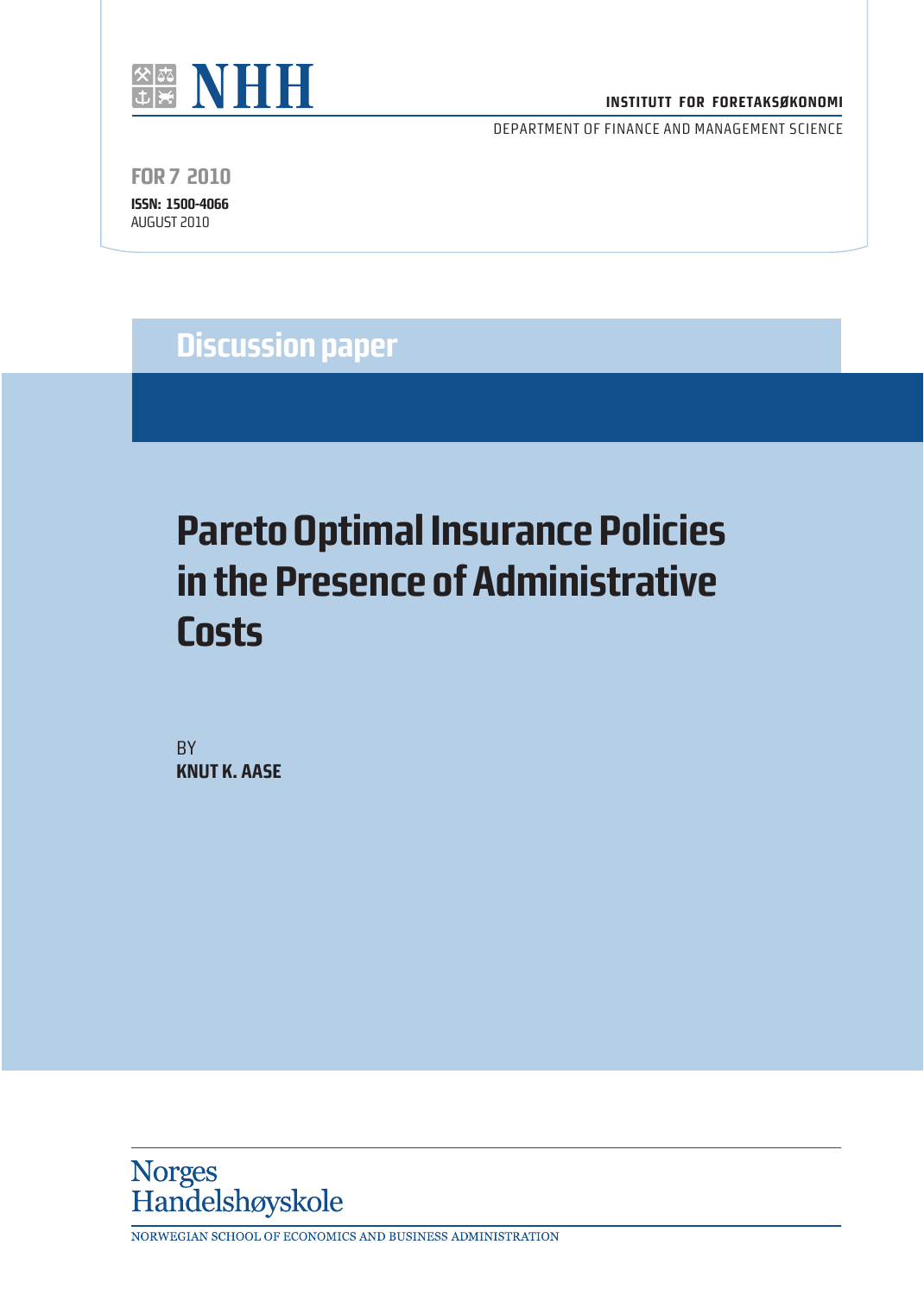NHH

INSTITUTT FOR FORETAKSØKONOMI

DEPARTMENT OF FINANCE AND MANAGEMENT SCIENCE

FOR 7 2010

**ISSN: 1500-4066**

AUGUST 2010

## Discussion paper

# Pareto Optimal Insurance Policies in the Presence of Administrative Costs

BY

**KNUT K. AASE**

Norges Handelshøyskole

NORWEGIAN SCHOOL OF ECONOMICS AND BUSINESS ADMINISTRATION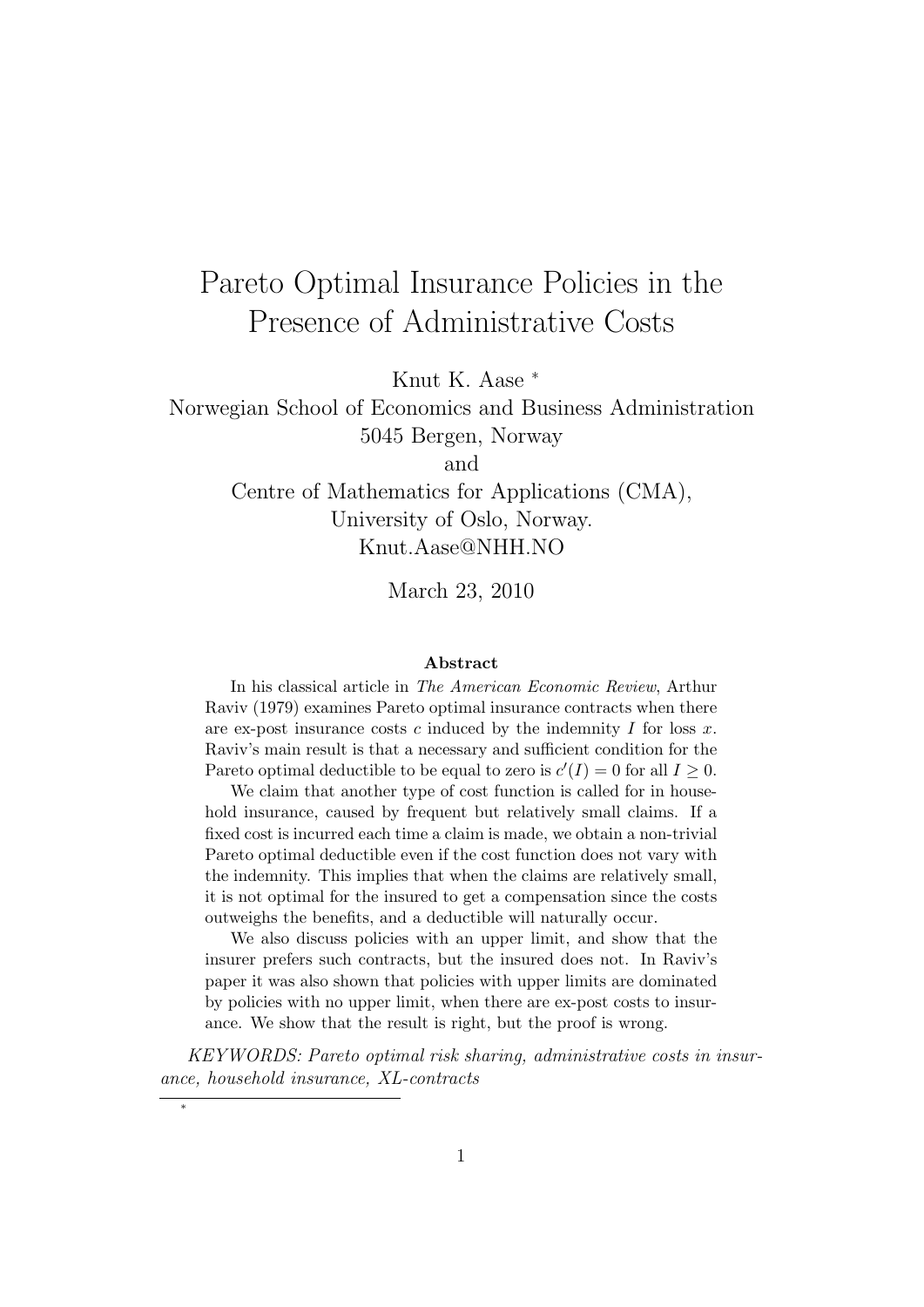# Pareto Optimal Insurance Policies in the Presence of Administrative Costs

Knut K. Aase *

Norwegian School of Economics and Business Administration
5045 Bergen, Norway
and
Centre of Mathematics for Applications (CMA),
University of Oslo, Norway.
Knut.Aase@NHH.NO

March 23, 2010

### Abstract

In his classical article in *The American Economic Review*, Arthur Raviv (1979) examines Pareto optimal insurance contracts when there are ex-post insurance costs $c$ induced by the indemnity $I$ for loss $x$. Raviv's main result is that a necessary and sufficient condition for the Pareto optimal deductible to be equal to zero is $c'(I) = 0$ for all $I \geq 0$.

We claim that another type of cost function is called for in household insurance, caused by frequent but relatively small claims. If a fixed cost is incurred each time a claim is made, we obtain a non-trivial Pareto optimal deductible even if the cost function does not vary with the indemnity. This implies that when the claims are relatively small, it is not optimal for the insured to get a compensation since the costs outweighs the benefits, and a deductible will naturally occur.

We also discuss policies with an upper limit, and show that the insurer prefers such contracts, but the insured does not. In Raviv's paper it was also shown that policies with upper limits are dominated by policies with no upper limit, when there are ex-post costs to insurance. We show that the result is right, but the proof is wrong.

*KEYWORDS: Pareto optimal risk sharing, administrative costs in insurance, household insurance, XL-contracts*

*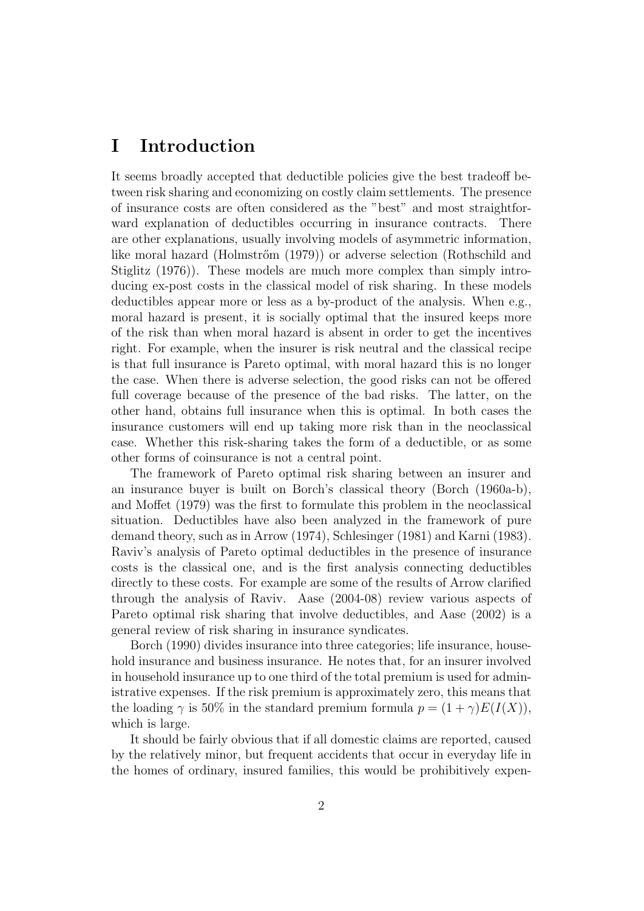# I Introduction

It seems broadly accepted that deductible policies give the best tradeoff between risk sharing and economizing on costly claim settlements. The presence of insurance costs are often considered as the "best" and most straightforward explanation of deductibles occurring in insurance contracts. There are other explanations, usually involving models of asymmetric information, like moral hazard (Holmstrőm (1979)) or adverse selection (Rothschild and Stiglitz (1976)). These models are much more complex than simply introducing ex-post costs in the classical model of risk sharing. In these models deductibles appear more or less as a by-product of the analysis. When e.g., moral hazard is present, it is socially optimal that the insured keeps more of the risk than when moral hazard is absent in order to get the incentives right. For example, when the insurer is risk neutral and the classical recipe is that full insurance is Pareto optimal, with moral hazard this is no longer the case. When there is adverse selection, the good risks can not be offered full coverage because of the presence of the bad risks. The latter, on the other hand, obtains full insurance when this is optimal. In both cases the insurance customers will end up taking more risk than in the neoclassical case. Whether this risk-sharing takes the form of a deductible, or as some other forms of coinsurance is not a central point.

The framework of Pareto optimal risk sharing between an insurer and an insurance buyer is built on Borch's classical theory (Borch (1960a-b), and Moffet (1979) was the first to formulate this problem in the neoclassical situation. Deductibles have also been analyzed in the framework of pure demand theory, such as in Arrow (1974), Schlesinger (1981) and Karni (1983). Raviv's analysis of Pareto optimal deductibles in the presence of insurance costs is the classical one, and is the first analysis connecting deductibles directly to these costs. For example are some of the results of Arrow clarified through the analysis of Raviv. Aase (2004-08) review various aspects of Pareto optimal risk sharing that involve deductibles, and Aase (2002) is a general review of risk sharing in insurance syndicates.

Borch (1990) divides insurance into three categories; life insurance, household insurance and business insurance. He notes that, for an insurer involved in household insurance up to one third of the total premium is used for administrative expenses. If the risk premium is approximately zero, this means that the loading $\gamma$ is 50% in the standard premium formula $p = (1 + \gamma)E(I(X))$, which is large.

It should be fairly obvious that if all domestic claims are reported, caused by the relatively minor, but frequent accidents that occur in everyday life in the homes of ordinary, insured families, this would be prohibitively expen-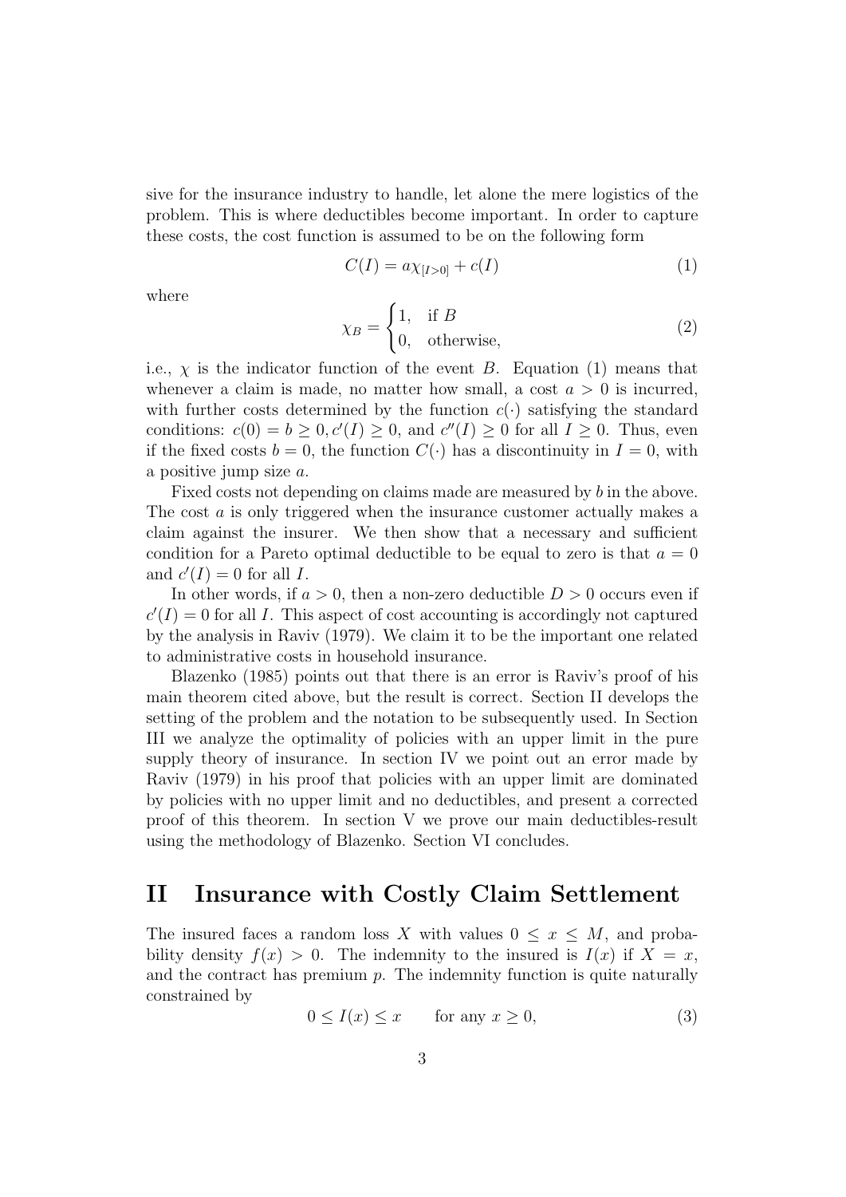sive for the insurance industry to handle, let alone the mere logistics of the problem. This is where deductibles become important. In order to capture these costs, the cost function is assumed to be on the following form

$$C(I) = a\chi_{[I>0]} + c(I) \tag{1}$$

where

$$\chi_B = \begin{cases} 1, & \text{if } B \\ 0, & \text{otherwise,} \end{cases} \tag{2}$$

i.e., $\chi$ is the indicator function of the event $B$. Equation (1) means that whenever a claim is made, no matter how small, a cost $a > 0$ is incurred, with further costs determined by the function $c(\cdot)$ satisfying the standard conditions: $c(0) = b \geq 0, c'(I) \geq 0$, and $c''(I) \geq 0$ for all $I \geq 0$. Thus, even if the fixed costs $b = 0$, the function $C(\cdot)$ has a discontinuity in $I = 0$, with a positive jump size $a$.

Fixed costs not depending on claims made are measured by $b$ in the above. The cost $a$ is only triggered when the insurance customer actually makes a claim against the insurer. We then show that a necessary and sufficient condition for a Pareto optimal deductible to be equal to zero is that $a = 0$ and $c'(I) = 0$ for all $I$.

In other words, if $a > 0$, then a non-zero deductible $D > 0$ occurs even if $c'(I) = 0$ for all $I$. This aspect of cost accounting is accordingly not captured by the analysis in Raviv (1979). We claim it to be the important one related to administrative costs in household insurance.

Blazenko (1985) points out that there is an error is Raviv's proof of his main theorem cited above, but the result is correct. Section II develops the setting of the problem and the notation to be subsequently used. In Section III we analyze the optimality of policies with an upper limit in the pure supply theory of insurance. In section IV we point out an error made by Raviv (1979) in his proof that policies with an upper limit are dominated by policies with no upper limit and no deductibles, and present a corrected proof of this theorem. In section V we prove our main deductibles-result using the methodology of Blazenko. Section VI concludes.

# II Insurance with Costly Claim Settlement

The insured faces a random loss $X$ with values $0 \leq x \leq M$, and probability density $f(x) > 0$. The indemnity to the insured is $I(x)$ if $X = x$, and the contract has premium $p$. The indemnity function is quite naturally constrained by

$$0 \leq I(x) \leq x \qquad \text{for any } x \geq 0, \tag{3}$$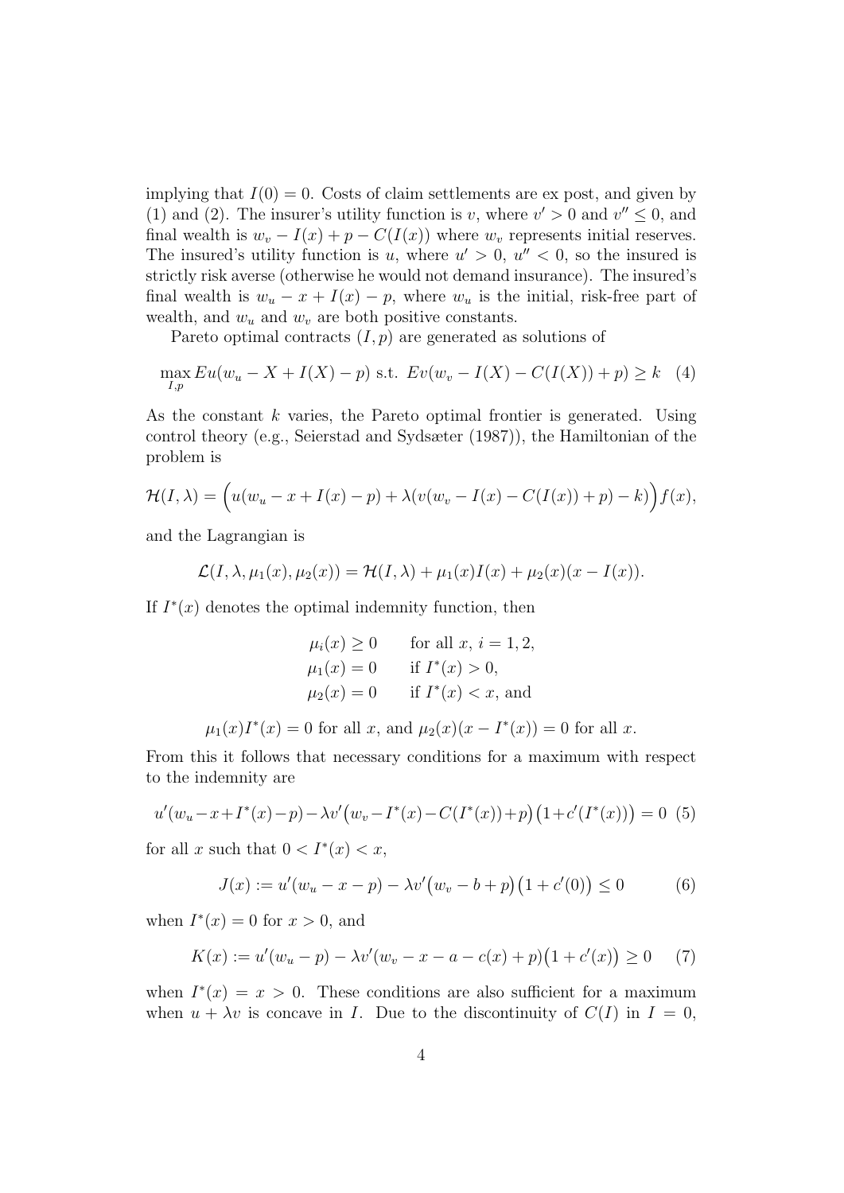implying that $I(0) = 0$. Costs of claim settlements are ex post, and given by (1) and (2). The insurer's utility function is $v$, where $v' > 0$ and $v'' \leq 0$, and final wealth is $w_v - I(x) + p - C(I(x))$ where $w_v$ represents initial reserves. The insured's utility function is $u$, where $u' > 0$, $u'' < 0$, so the insured is strictly risk averse (otherwise he would not demand insurance). The insured's final wealth is $w_u - x + I(x) - p$, where $w_u$ is the initial, risk-free part of wealth, and $w_u$ and $w_v$ are both positive constants.

Pareto optimal contracts $(I, p)$ are generated as solutions of

$$\max_{I,p} Eu(w_u - X + I(X) - p) \text{ s.t. } Ev(w_v - I(X) - C(I(X)) + p) \geq k \quad (4)$$

As the constant $k$ varies, the Pareto optimal frontier is generated. Using control theory (e.g., Seierstad and Sydsæter (1987)), the Hamiltonian of the problem is

$$\mathcal{H}(I, \lambda) = \Big(u(w_u - x + I(x) - p) + \lambda(v(w_v - I(x) - C(I(x)) + p) - k)\Big)f(x),$$

and the Lagrangian is

$$\mathcal{L}(I, \lambda, \mu_1(x), \mu_2(x)) = \mathcal{H}(I, \lambda) + \mu_1(x)I(x) + \mu_2(x)(x - I(x)).$$

If $I^*(x)$ denotes the optimal indemnity function, then

$$\begin{aligned} \mu_i(x) &\geq 0 \qquad \text{for all } x,\ i = 1, 2, \\ \mu_1(x) &= 0 \qquad \text{if } I^*(x) > 0, \\ \mu_2(x) &= 0 \qquad \text{if } I^*(x) < x, \text{ and} \end{aligned}$$

$$\mu_1(x)I^*(x) = 0 \text{ for all } x, \text{ and } \mu_2(x)(x - I^*(x)) = 0 \text{ for all } x.$$

From this it follows that necessary conditions for a maximum with respect to the indemnity are

$$u'(w_u - x + I^*(x) - p) - \lambda v'\big(w_v - I^*(x) - C(I^*(x)) + p\big)\big(1 + c'(I^*(x))\big) = 0 \quad (5)$$

for all $x$ such that $0 < I^*(x) < x$,

$$J(x) := u'(w_u - x - p) - \lambda v'\big(w_v - b + p\big)\big(1 + c'(0)\big) \leq 0 \quad (6)$$

when $I^*(x) = 0$ for $x > 0$, and

$$K(x) := u'(w_u - p) - \lambda v'(w_v - x - a - c(x) + p)\big(1 + c'(x)\big) \geq 0 \quad (7)$$

when $I^*(x) = x > 0$. These conditions are also sufficient for a maximum when $u + \lambda v$ is concave in $I$. Due to the discontinuity of $C(I)$ in $I = 0$,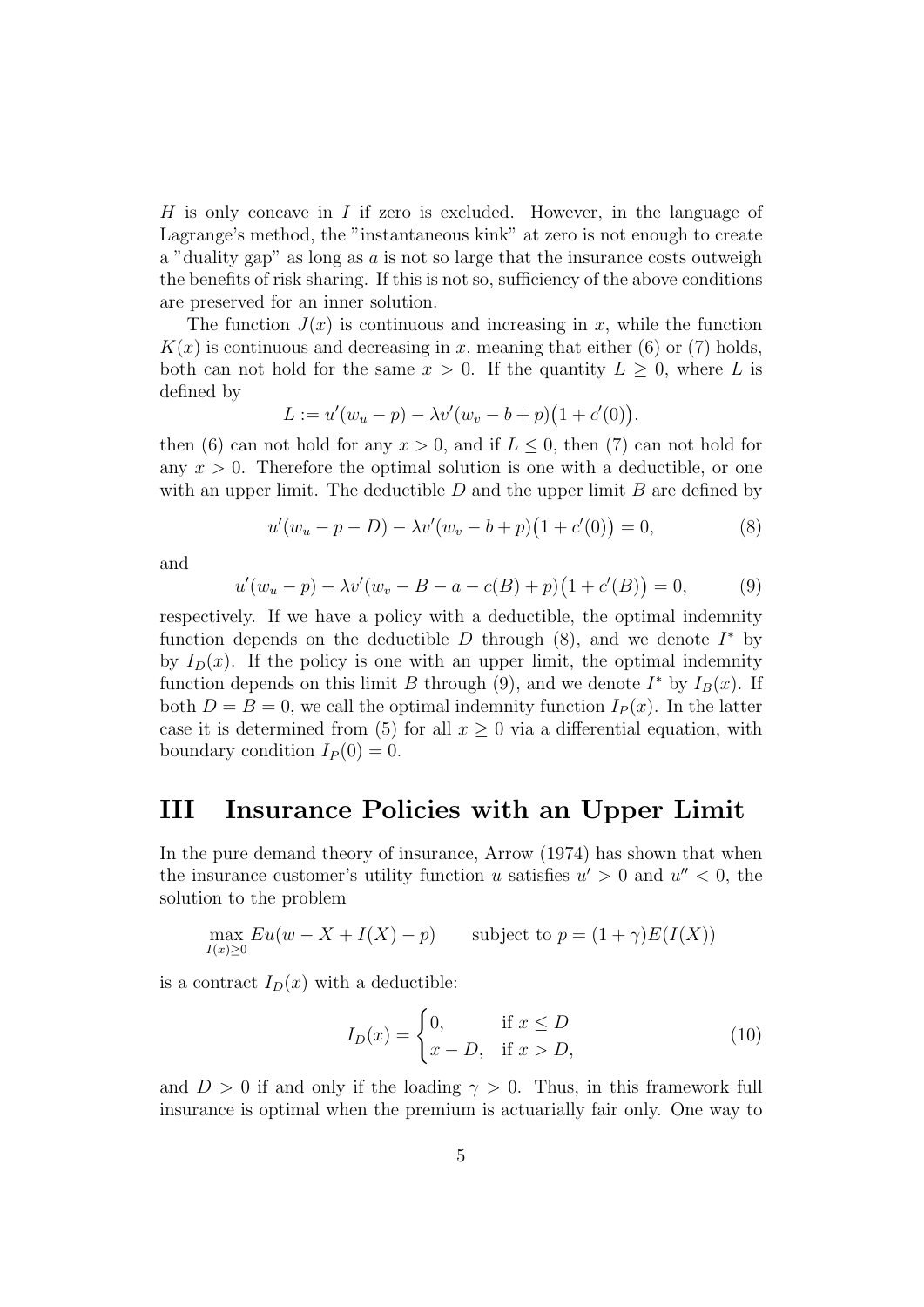$H$ is only concave in $I$ if zero is excluded. However, in the language of Lagrange's method, the "instantaneous kink" at zero is not enough to create a "duality gap" as long as $a$ is not so large that the insurance costs outweigh the benefits of risk sharing. If this is not so, sufficiency of the above conditions are preserved for an inner solution.

The function $J(x)$ is continuous and increasing in $x$, while the function $K(x)$ is continuous and decreasing in $x$, meaning that either (6) or (7) holds, both can not hold for the same $x > 0$. If the quantity $L \geq 0$, where $L$ is defined by

$$L := u'(w_u - p) - \lambda v'(w_v - b + p)\big(1 + c'(0)\big),$$

then (6) can not hold for any $x > 0$, and if $L \leq 0$, then (7) can not hold for any $x > 0$. Therefore the optimal solution is one with a deductible, or one with an upper limit. The deductible $D$ and the upper limit $B$ are defined by

$$u'(w_u - p - D) - \lambda v'(w_v - b + p)\big(1 + c'(0)\big) = 0, \tag{8}$$

and

$$u'(w_u - p) - \lambda v'(w_v - B - a - c(B) + p)\big(1 + c'(B)\big) = 0, \tag{9}$$

respectively. If we have a policy with a deductible, the optimal indemnity function depends on the deductible $D$ through (8), and we denote $I^*$ by by $I_D(x)$. If the policy is one with an upper limit, the optimal indemnity function depends on this limit $B$ through (9), and we denote $I^*$ by $I_B(x)$. If both $D = B = 0$, we call the optimal indemnity function $I_P(x)$. In the latter case it is determined from (5) for all $x \geq 0$ via a differential equation, with boundary condition $I_P(0) = 0$.

# III Insurance Policies with an Upper Limit

In the pure demand theory of insurance, Arrow (1974) has shown that when the insurance customer's utility function $u$ satisfies $u' > 0$ and $u'' < 0$, the solution to the problem

$$\max_{I(x) \geq 0} Eu(w - X + I(X) - p) \qquad \text{subject to } p = (1 + \gamma)E(I(X))$$

is a contract $I_D(x)$ with a deductible:

$$I_D(x) = \begin{cases} 0, & \text{if } x \leq D \\ x - D, & \text{if } x > D, \end{cases} \tag{10}$$

and $D > 0$ if and only if the loading $\gamma > 0$. Thus, in this framework full insurance is optimal when the premium is actuarially fair only. One way to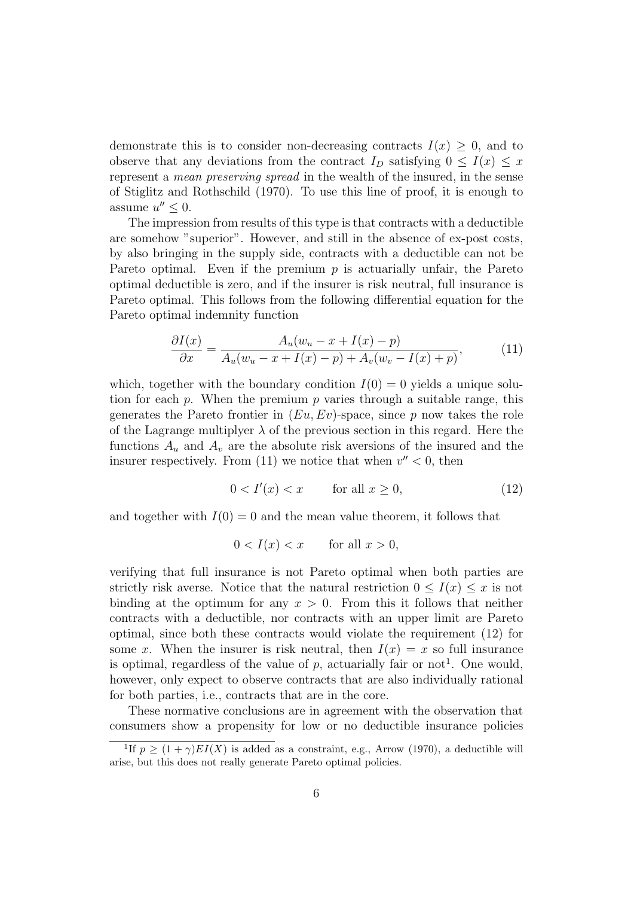demonstrate this is to consider non-decreasing contracts $I(x) \geq 0$, and to observe that any deviations from the contract $I_D$ satisfying $0 \leq I(x) \leq x$ represent a *mean preserving spread* in the wealth of the insured, in the sense of Stiglitz and Rothschild (1970). To use this line of proof, it is enough to assume $u'' \leq 0$.

The impression from results of this type is that contracts with a deductible are somehow "superior". However, and still in the absence of ex-post costs, by also bringing in the supply side, contracts with a deductible can not be Pareto optimal. Even if the premium $p$ is actuarially unfair, the Pareto optimal deductible is zero, and if the insurer is risk neutral, full insurance is Pareto optimal. This follows from the following differential equation for the Pareto optimal indemnity function

$$\frac{\partial I(x)}{\partial x} = \frac{A_u(w_u - x + I(x) - p)}{A_u(w_u - x + I(x) - p) + A_v(w_v - I(x) + p)}, \tag{11}$$

which, together with the boundary condition $I(0) = 0$ yields a unique solution for each $p$. When the premium $p$ varies through a suitable range, this generates the Pareto frontier in $(Eu, Ev)$-space, since $p$ now takes the role of the Lagrange multiplyer $\lambda$ of the previous section in this regard. Here the functions $A_u$ and $A_v$ are the absolute risk aversions of the insured and the insurer respectively. From (11) we notice that when $v'' < 0$, then

$$0 < I'(x) < x \qquad \text{for all } x \geq 0, \tag{12}$$

and together with $I(0) = 0$ and the mean value theorem, it follows that

$$0 < I(x) < x \qquad \text{for all } x > 0,$$

verifying that full insurance is not Pareto optimal when both parties are strictly risk averse. Notice that the natural restriction $0 \leq I(x) \leq x$ is not binding at the optimum for any $x > 0$. From this it follows that neither contracts with a deductible, nor contracts with an upper limit are Pareto optimal, since both these contracts would violate the requirement (12) for some $x$. When the insurer is risk neutral, then $I(x) = x$ so full insurance is optimal, regardless of the value of $p$, actuarially fair or not[1]. One would, however, only expect to observe contracts that are also individually rational for both parties, i.e., contracts that are in the core.

These normative conclusions are in agreement with the observation that consumers show a propensity for low or no deductible insurance policies

[1] If $p \geq (1 + \gamma)EI(X)$ is added as a constraint, e.g., Arrow (1970), a deductible will arise, but this does not really generate Pareto optimal policies.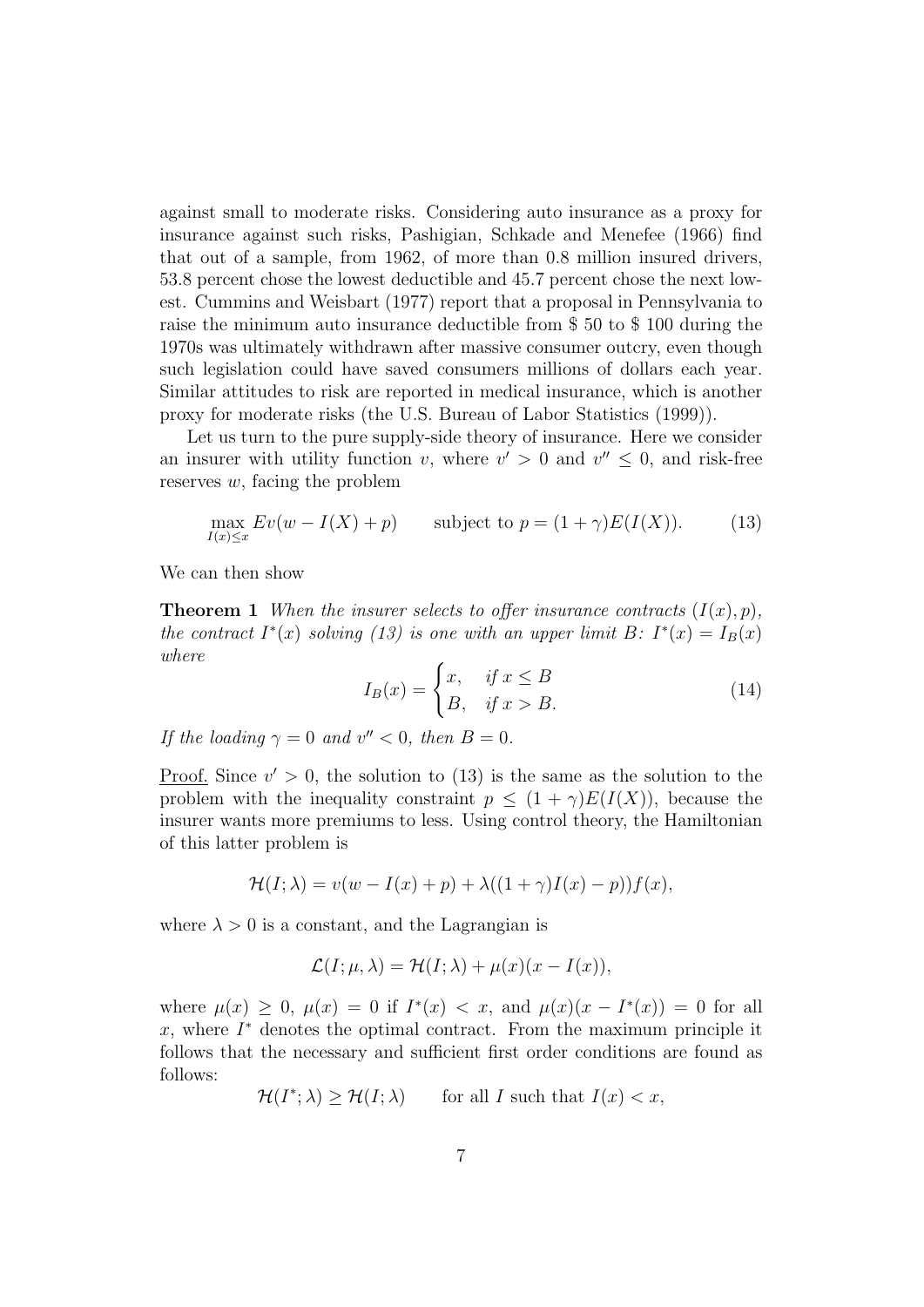against small to moderate risks. Considering auto insurance as a proxy for insurance against such risks, Pashigian, Schkade and Menefee (1966) find that out of a sample, from 1962, of more than 0.8 million insured drivers, 53.8 percent chose the lowest deductible and 45.7 percent chose the next lowest. Cummins and Weisbart (1977) report that a proposal in Pennsylvania to raise the minimum auto insurance deductible from \$ 50 to \$ 100 during the 1970s was ultimately withdrawn after massive consumer outcry, even though such legislation could have saved consumers millions of dollars each year. Similar attitudes to risk are reported in medical insurance, which is another proxy for moderate risks (the U.S. Bureau of Labor Statistics (1999)).

Let us turn to the pure supply-side theory of insurance. Here we consider an insurer with utility function $v$, where $v' > 0$ and $v'' \leq 0$, and risk-free reserves $w$, facing the problem

$$\max_{I(x) \leq x} Ev(w - I(X) + p) \qquad \text{subject to } p = (1 + \gamma)E(I(X)). \tag{13}$$

We can then show

**Theorem 1** *When the insurer selects to offer insurance contracts $(I(x), p)$, the contract $I^*(x)$ solving (13) is one with an upper limit $B$: $I^*(x) = I_B(x)$ where*

$$I_B(x) = \begin{cases} x, & \text{if } x \leq B \\ B, & \text{if } x > B. \end{cases} \tag{14}$$

*If the loading $\gamma = 0$ and $v'' < 0$, then $B = 0$.*

Proof. Since $v' > 0$, the solution to (13) is the same as the solution to the problem with the inequality constraint $p \leq (1 + \gamma)E(I(X))$, because the insurer wants more premiums to less. Using control theory, the Hamiltonian of this latter problem is

$$\mathcal{H}(I; \lambda) = v(w - I(x) + p) + \lambda((1 + \gamma)I(x) - p))f(x),$$

where $\lambda > 0$ is a constant, and the Lagrangian is

$$\mathcal{L}(I; \mu, \lambda) = \mathcal{H}(I; \lambda) + \mu(x)(x - I(x)),$$

where $\mu(x) \geq 0$, $\mu(x) = 0$ if $I^*(x) < x$, and $\mu(x)(x - I^*(x)) = 0$ for all $x$, where $I^*$ denotes the optimal contract. From the maximum principle it follows that the necessary and sufficient first order conditions are found as follows:

$$\mathcal{H}(I^*; \lambda) \geq \mathcal{H}(I; \lambda) \qquad \text{for all } I \text{ such that } I(x) < x,$$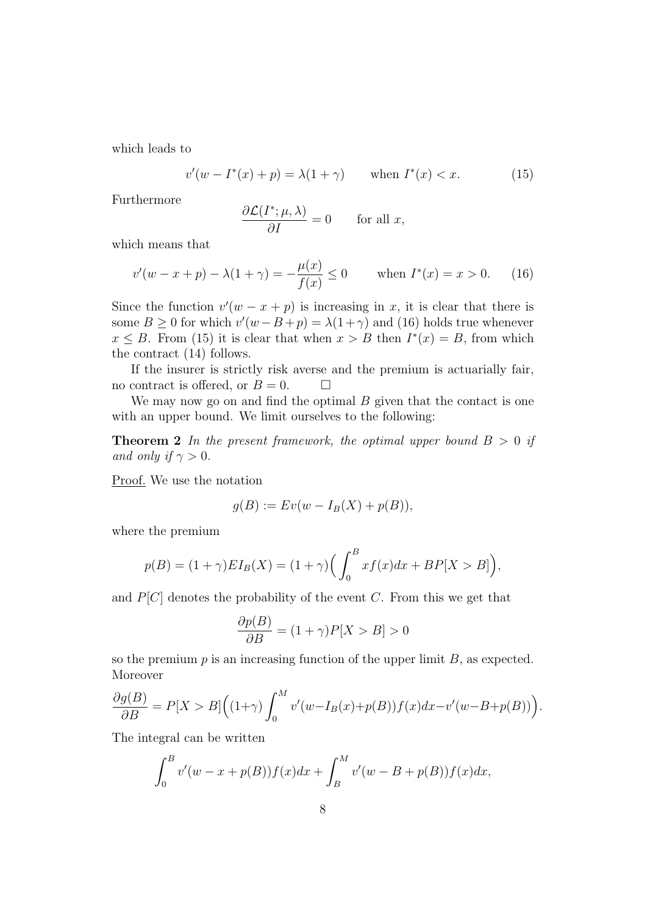which leads to

$$v'(w - I^*(x) + p) = \lambda(1 + \gamma) \qquad \text{when } I^*(x) < x. \tag{15}$$

Furthermore

$$\frac{\partial \mathcal{L}(I^*; \mu, \lambda)}{\partial I} = 0 \qquad \text{for all } x,$$

which means that

$$v'(w - x + p) - \lambda(1 + \gamma) = -\frac{\mu(x)}{f(x)} \leq 0 \qquad \text{when } I^*(x) = x > 0. \tag{16}$$

Since the function $v'(w - x + p)$ is increasing in $x$, it is clear that there is some $B \geq 0$ for which $v'(w - B + p) = \lambda(1 + \gamma)$ and (16) holds true whenever $x \leq B$. From (15) it is clear that when $x > B$ then $I^*(x) = B$, from which the contract (14) follows.

If the insurer is strictly risk averse and the premium is actuarially fair, no contract is offered, or $B = 0$. $\square$

We may now go on and find the optimal $B$ given that the contact is one with an upper bound. We limit ourselves to the following:

**Theorem 2** *In the present framework, the optimal upper bound $B > 0$ if and only if $\gamma > 0$.*

Proof. We use the notation

$$g(B) := Ev(w - I_B(X) + p(B)),$$

where the premium

$$p(B) = (1 + \gamma)EI_B(X) = (1 + \gamma)\Big(\int_0^B xf(x)dx + BP[X > B]\Big),$$

and $P[C]$ denotes the probability of the event $C$. From this we get that

$$\frac{\partial p(B)}{\partial B} = (1 + \gamma)P[X > B] > 0$$

so the premium $p$ is an increasing function of the upper limit $B$, as expected. Moreover

$$\frac{\partial g(B)}{\partial B} = P[X > B]\Big((1+\gamma)\int_0^M v'(w - I_B(x) + p(B))f(x)dx - v'(w - B + p(B))\Big).$$

The integral can be written

$$\int_0^B v'(w - x + p(B))f(x)dx + \int_B^M v'(w - B + p(B))f(x)dx,$$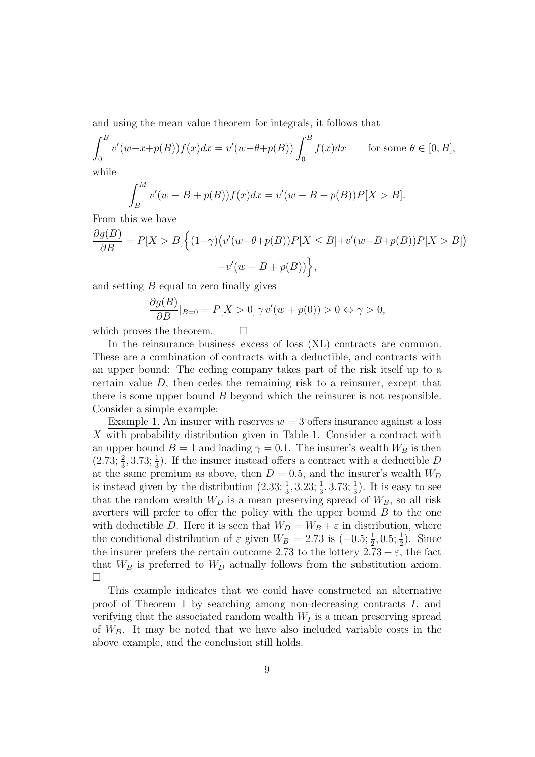and using the mean value theorem for integrals, it follows that

$$\int_0^B v'(w-x+p(B))f(x)dx = v'(w-\theta+p(B)) \int_0^B f(x)dx \qquad \text{for some } \theta \in [0, B],$$

while

$$\int_B^M v'(w-B+p(B))f(x)dx = v'(w-B+p(B))P[X > B].$$

From this we have

$$\frac{\partial g(B)}{\partial B} = P[X > B]\Big\{(1+\gamma)\big(v'(w-\theta+p(B))P[X \leq B] + v'(w-B+p(B))P[X > B]\big) - v'(w-B+p(B))\Big\},$$

and setting $B$ equal to zero finally gives

$$\frac{\partial g(B)}{\partial B}|_{B=0} = P[X > 0]\,\gamma\, v'(w + p(0)) > 0 \Leftrightarrow \gamma > 0,$$

which proves the theorem. □

In the reinsurance business excess of loss (XL) contracts are common. These are a combination of contracts with a deductible, and contracts with an upper bound: The ceding company takes part of the risk itself up to a certain value $D$, then cedes the remaining risk to a reinsurer, except that there is some upper bound $B$ beyond which the reinsurer is not responsible. Consider a simple example:

Example 1. An insurer with reserves $w = 3$ offers insurance against a loss $X$ with probability distribution given in Table 1. Consider a contract with an upper bound $B = 1$ and loading $\gamma = 0.1$. The insurer's wealth $W_B$ is then $(2.73; \frac{2}{3}, 3.73; \frac{1}{3})$. If the insurer instead offers a contract with a deductible $D$ at the same premium as above, then $D = 0.5$, and the insurer's wealth $W_D$ is instead given by the distribution $(2.33; \frac{1}{3}, 3.23; \frac{1}{3}, 3.73; \frac{1}{3})$. It is easy to see that the random wealth $W_D$ is a mean preserving spread of $W_B$, so all risk averters will prefer to offer the policy with the upper bound $B$ to the one with deductible $D$. Here it is seen that $W_D = W_B + \varepsilon$ in distribution, where the conditional distribution of $\varepsilon$ given $W_B = 2.73$ is $(-0.5; \frac{1}{2}, 0.5; \frac{1}{2})$. Since the insurer prefers the certain outcome 2.73 to the lottery $2.73 + \varepsilon$, the fact that $W_B$ is preferred to $W_D$ actually follows from the substitution axiom. □

This example indicates that we could have constructed an alternative proof of Theorem 1 by searching among non-decreasing contracts $I$, and verifying that the associated random wealth $W_I$ is a mean preserving spread of $W_B$. It may be noted that we have also included variable costs in the above example, and the conclusion still holds.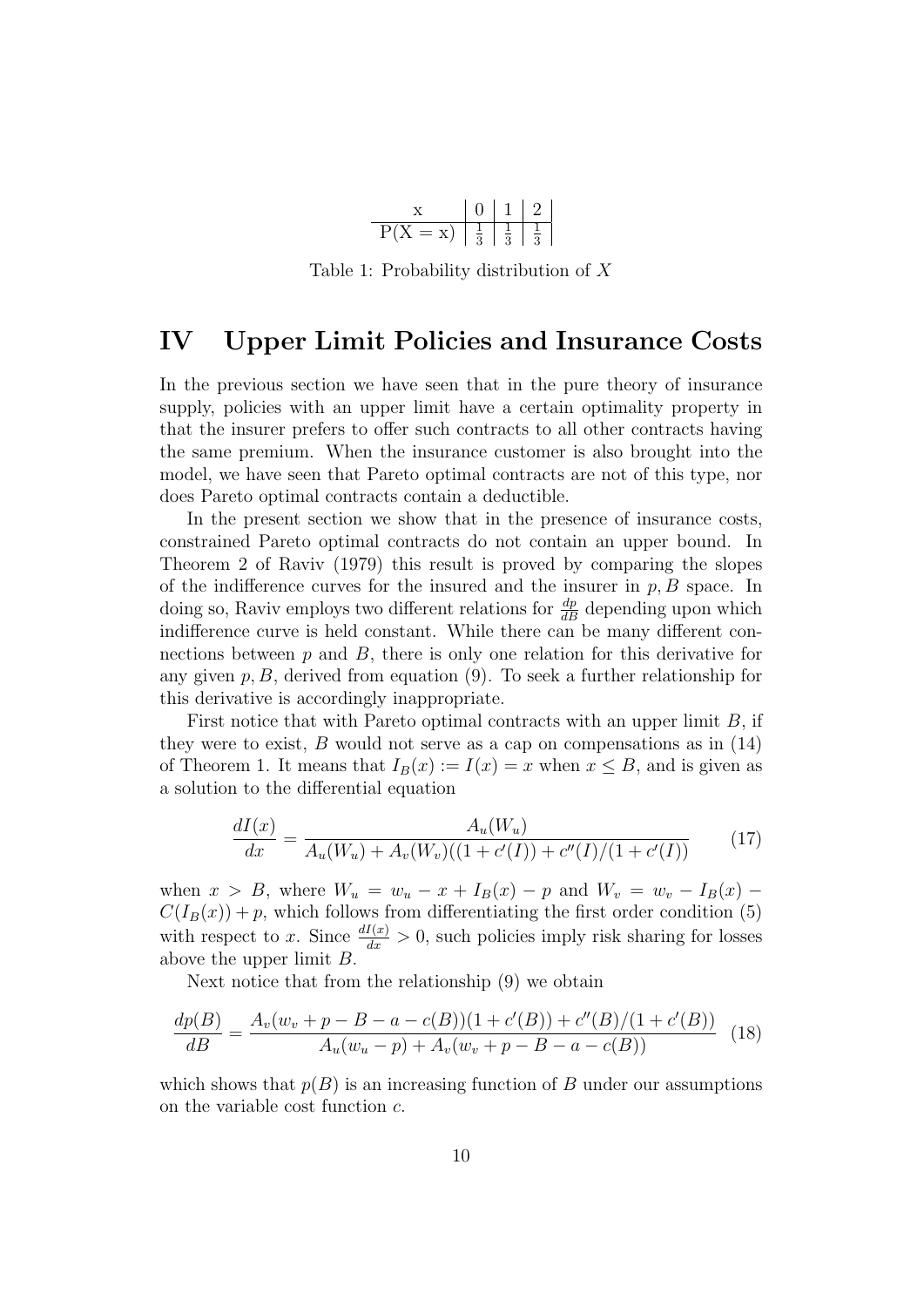| x | 0 | 1 | 2 |
|---|---|---|---|
| P(X = x) | $\frac{1}{3}$ | $\frac{1}{3}$ | $\frac{1}{3}$ |

Table 1: Probability distribution of $X$

# IV Upper Limit Policies and Insurance Costs

In the previous section we have seen that in the pure theory of insurance supply, policies with an upper limit have a certain optimality property in that the insurer prefers to offer such contracts to all other contracts having the same premium. When the insurance customer is also brought into the model, we have seen that Pareto optimal contracts are not of this type, nor does Pareto optimal contracts contain a deductible.

In the present section we show that in the presence of insurance costs, constrained Pareto optimal contracts do not contain an upper bound. In Theorem 2 of Raviv (1979) this result is proved by comparing the slopes of the indifference curves for the insured and the insurer in $p, B$ space. In doing so, Raviv employs two different relations for $\frac{dp}{dB}$ depending upon which indifference curve is held constant. While there can be many different connections between $p$ and $B$, there is only one relation for this derivative for any given $p, B$, derived from equation (9). To seek a further relationship for this derivative is accordingly inappropriate.

First notice that with Pareto optimal contracts with an upper limit $B$, if they were to exist, $B$ would not serve as a cap on compensations as in (14) of Theorem 1. It means that $I_B(x) := I(x) = x$ when $x \leq B$, and is given as a solution to the differential equation

$$\frac{dI(x)}{dx} = \frac{A_u(W_u)}{A_u(W_u) + A_v(W_v)((1 + c'(I)) + c''(I)/(1 + c'(I))} \tag{17}$$

when $x > B$, where $W_u = w_u - x + I_B(x) - p$ and $W_v = w_v - I_B(x) - C(I_B(x)) + p$, which follows from differentiating the first order condition (5) with respect to $x$. Since $\frac{dI(x)}{dx} > 0$, such policies imply risk sharing for losses above the upper limit $B$.

Next notice that from the relationship (9) we obtain

$$\frac{dp(B)}{dB} = \frac{A_v(w_v + p - B - a - c(B))(1 + c'(B)) + c''(B)/(1 + c'(B))}{A_u(w_u - p) + A_v(w_v + p - B - a - c(B))} \tag{18}$$

which shows that $p(B)$ is an increasing function of $B$ under our assumptions on the variable cost function $c$.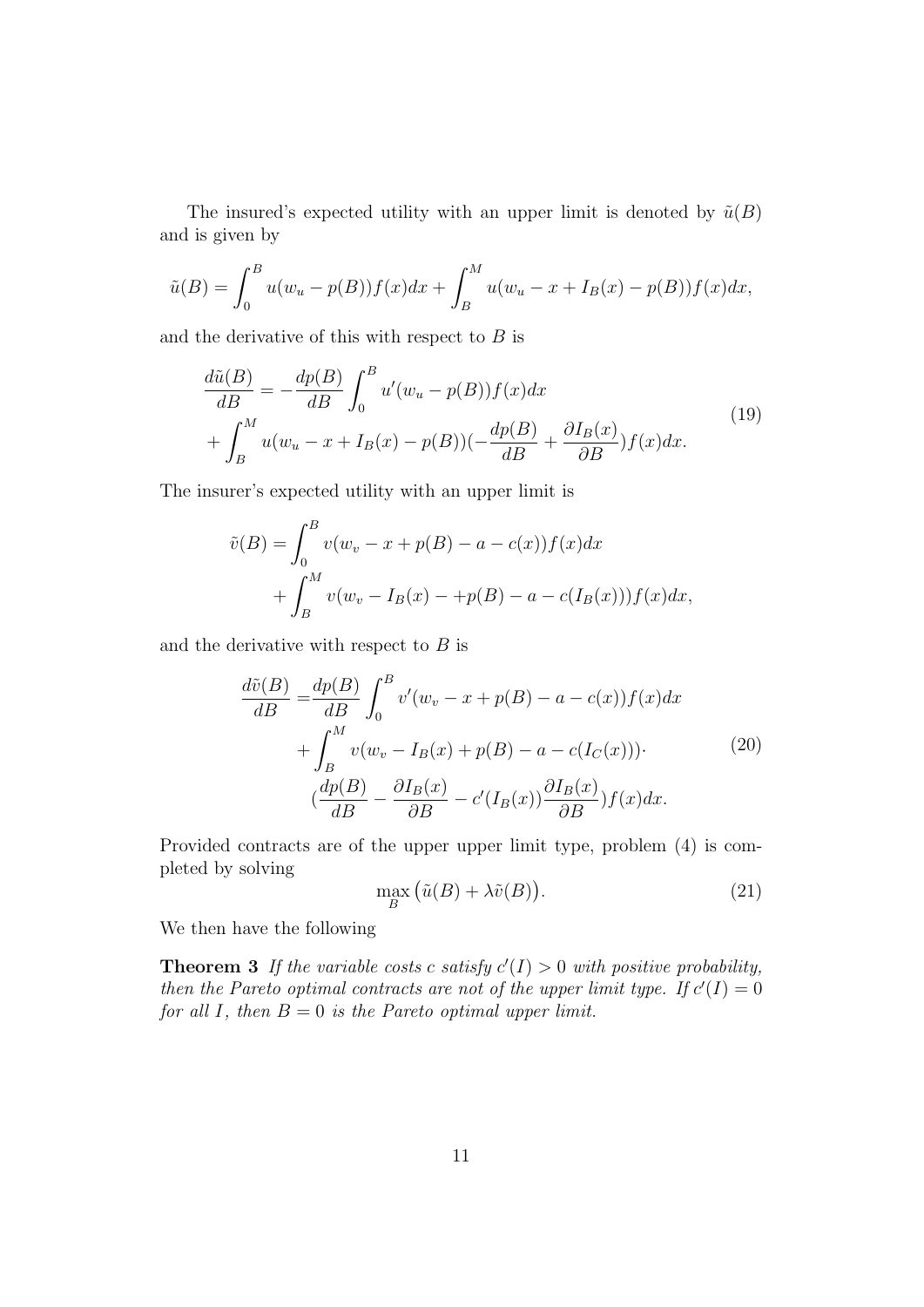The insured's expected utility with an upper limit is denoted by $\tilde{u}(B)$ and is given by

$$\tilde{u}(B) = \int_0^B u(w_u - p(B))f(x)dx + \int_B^M u(w_u - x + I_B(x) - p(B))f(x)dx,$$

and the derivative of this with respect to $B$ is

$$\begin{aligned}\frac{d\tilde{u}(B)}{dB} &= -\frac{dp(B)}{dB}\int_0^B u'(w_u - p(B))f(x)dx \\ &+ \int_B^M u(w_u - x + I_B(x) - p(B))(-\frac{dp(B)}{dB} + \frac{\partial I_B(x)}{\partial B})f(x)dx.\end{aligned} \tag{19}$$

The insurer's expected utility with an upper limit is

$$\begin{aligned}\tilde{v}(B) = &\int_0^B v(w_v - x + p(B) - a - c(x))f(x)dx \\ &+ \int_B^M v(w_v - I_B(x) - +p(B) - a - c(I_B(x)))f(x)dx,\end{aligned}$$

and the derivative with respect to $B$ is

$$\begin{aligned}\frac{d\tilde{v}(B)}{dB} = &\frac{dp(B)}{dB}\int_0^B v'(w_v - x + p(B) - a - c(x))f(x)dx \\ &+ \int_B^M v(w_v - I_B(x) + p(B) - a - c(I_C(x)))\cdot \\ &(\frac{dp(B)}{dB} - \frac{\partial I_B(x)}{\partial B} - c'(I_B(x))\frac{\partial I_B(x)}{\partial B})f(x)dx.\end{aligned} \tag{20}$$

Provided contracts are of the upper upper limit type, problem (4) is completed by solving

$$\max_B \big(\tilde{u}(B) + \lambda\tilde{v}(B)\big). \tag{21}$$

We then have the following

**Theorem 3** *If the variable costs $c$ satisfy $c'(I) > 0$ with positive probability, then the Pareto optimal contracts are not of the upper limit type. If $c'(I) = 0$ for all $I$, then $B = 0$ is the Pareto optimal upper limit.*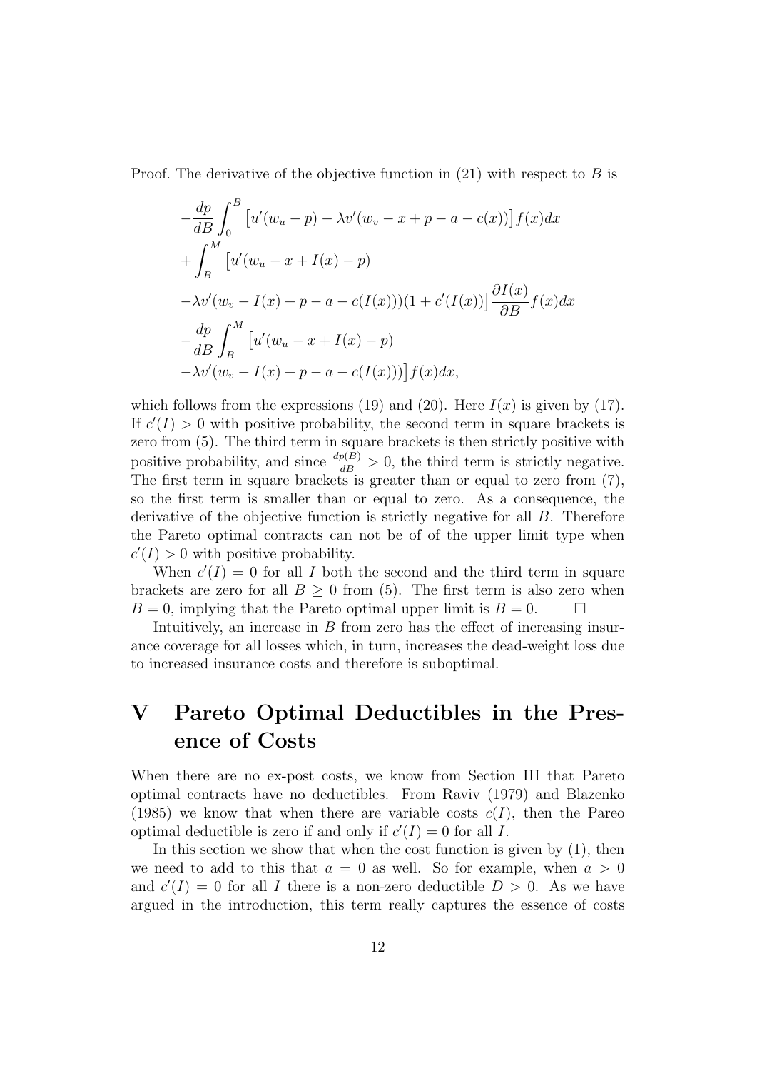Proof. The derivative of the objective function in (21) with respect to $B$ is

$$
\begin{aligned}
&-\frac{dp}{dB}\int_0^B \left[u'(w_u - p) - \lambda v'(w_v - x + p - a - c(x))\right] f(x)dx \\
&+\int_B^M \left[u'(w_u - x + I(x) - p)\right. \\
&\left.-\lambda v'(w_v - I(x) + p - a - c(I(x)))(1 + c'(I(x))\right] \frac{\partial I(x)}{\partial B} f(x)dx \\
&-\frac{dp}{dB}\int_B^M \left[u'(w_u - x + I(x) - p)\right. \\
&\left.-\lambda v'(w_v - I(x) + p - a - c(I(x)))\right] f(x)dx,
\end{aligned}
$$

which follows from the expressions (19) and (20). Here $I(x)$ is given by (17). If $c'(I) > 0$ with positive probability, the second term in square brackets is zero from (5). The third term in square brackets is then strictly positive with positive probability, and since $\frac{dp(B)}{dB} > 0$, the third term is strictly negative. The first term in square brackets is greater than or equal to zero from (7), so the first term is smaller than or equal to zero. As a consequence, the derivative of the objective function is strictly negative for all $B$. Therefore the Pareto optimal contracts can not be of of the upper limit type when $c'(I) > 0$ with positive probability.

When $c'(I) = 0$ for all $I$ both the second and the third term in square brackets are zero for all $B \geq 0$ from (5). The first term is also zero when $B = 0$, implying that the Pareto optimal upper limit is $B = 0$. □

Intuitively, an increase in $B$ from zero has the effect of increasing insurance coverage for all losses which, in turn, increases the dead-weight loss due to increased insurance costs and therefore is suboptimal.

# V Pareto Optimal Deductibles in the Presence of Costs

When there are no ex-post costs, we know from Section III that Pareto optimal contracts have no deductibles. From Raviv (1979) and Blazenko (1985) we know that when there are variable costs $c(I)$, then the Pareo optimal deductible is zero if and only if $c'(I) = 0$ for all $I$.

In this section we show that when the cost function is given by (1), then we need to add to this that $a = 0$ as well. So for example, when $a > 0$ and $c'(I) = 0$ for all $I$ there is a non-zero deductible $D > 0$. As we have argued in the introduction, this term really captures the essence of costs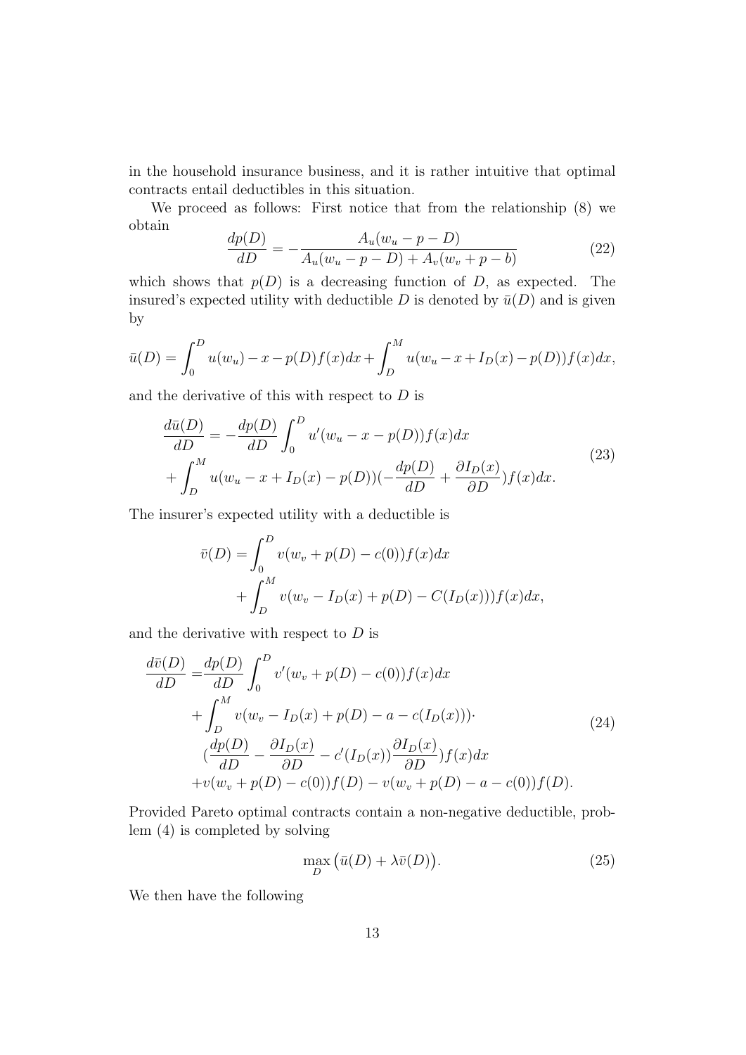in the household insurance business, and it is rather intuitive that optimal contracts entail deductibles in this situation.

We proceed as follows: First notice that from the relationship (8) we obtain

$$\frac{dp(D)}{dD} = -\frac{A_u(w_u - p - D)}{A_u(w_u - p - D) + A_v(w_v + p - b)} \tag{22}$$

which shows that $p(D)$ is a decreasing function of $D$, as expected. The insured's expected utility with deductible $D$ is denoted by $\bar{u}(D)$ and is given by

$$\bar{u}(D) = \int_0^D u(w_u) - x - p(D)f(x)dx + \int_D^M u(w_u - x + I_D(x) - p(D))f(x)dx,$$

and the derivative of this with respect to $D$ is

$$\begin{aligned}\frac{d\bar{u}(D)}{dD} &= -\frac{dp(D)}{dD}\int_0^D u'(w_u - x - p(D))f(x)dx \\ &+ \int_D^M u(w_u - x + I_D(x) - p(D))(-\frac{dp(D)}{dD} + \frac{\partial I_D(x)}{\partial D})f(x)dx.\end{aligned} \tag{23}$$

The insurer's expected utility with a deductible is

$$\begin{aligned}\bar{v}(D) = &\int_0^D v(w_v + p(D) - c(0))f(x)dx \\ &+ \int_D^M v(w_v - I_D(x) + p(D) - C(I_D(x)))f(x)dx,\end{aligned}$$

and the derivative with respect to $D$ is

$$\begin{aligned}\frac{d\bar{v}(D)}{dD} =&\frac{dp(D)}{dD}\int_0^D v'(w_v + p(D) - c(0))f(x)dx \\ &+ \int_D^M v(w_v - I_D(x) + p(D) - a - c(I_D(x)))\cdot \\ &(\frac{dp(D)}{dD} - \frac{\partial I_D(x)}{\partial D} - c'(I_D(x))\frac{\partial I_D(x)}{\partial D})f(x)dx \\ &+ v(w_v + p(D) - c(0))f(D) - v(w_v + p(D) - a - c(0))f(D).\end{aligned} \tag{24}$$

Provided Pareto optimal contracts contain a non-negative deductible, problem (4) is completed by solving

$$\max_D \big(\bar{u}(D) + \lambda\bar{v}(D)\big). \tag{25}$$

We then have the following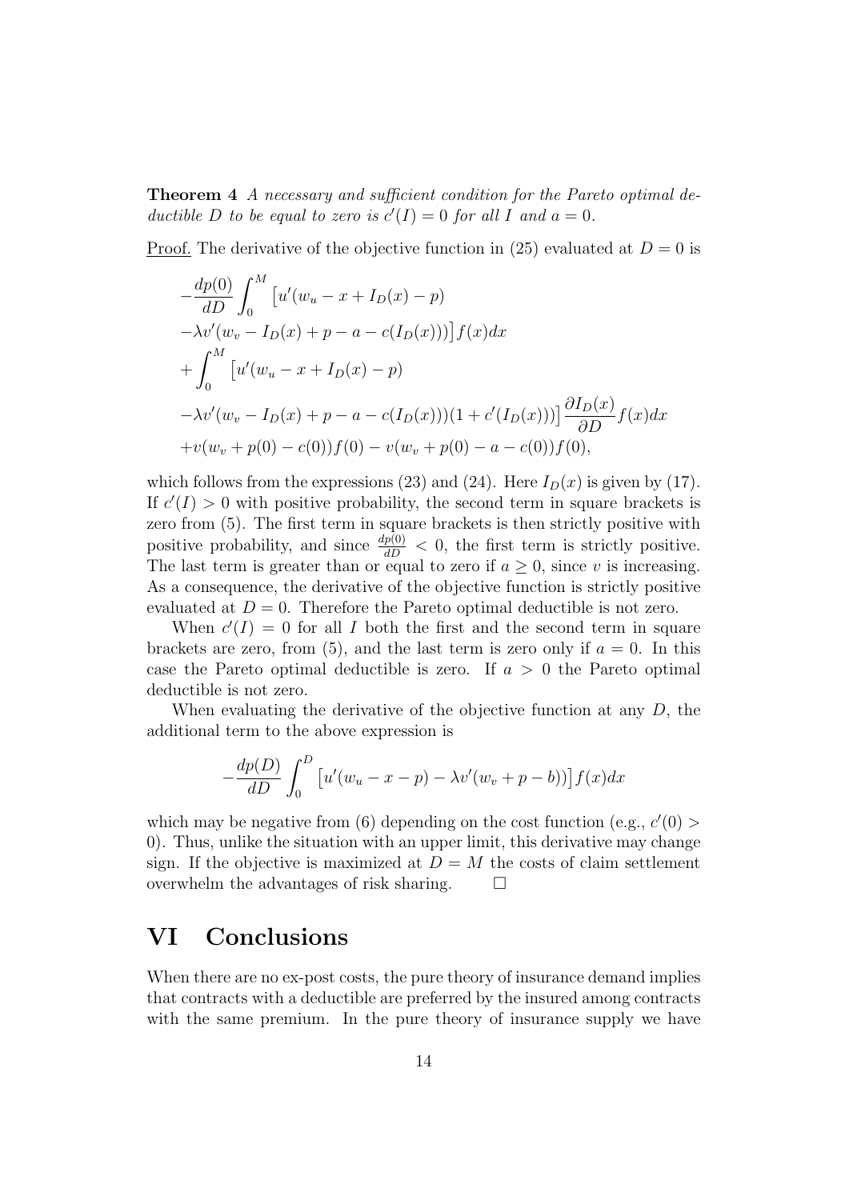**Theorem 4** *A necessary and sufficient condition for the Pareto optimal deductible $D$ to be equal to zero is $c'(I) = 0$ for all $I$ and $a = 0$.*

Proof. The derivative of the objective function in (25) evaluated at $D = 0$ is

$$
\begin{aligned}
&-\frac{dp(0)}{dD}\int_0^M \big[u'(w_u - x + I_D(x) - p) \\
&-\lambda v'(w_v - I_D(x) + p - a - c(I_D(x)))\big] f(x)dx \\
&+\int_0^M \big[u'(w_u - x + I_D(x) - p) \\
&-\lambda v'(w_v - I_D(x) + p - a - c(I_D(x)))(1 + c'(I_D(x)))\big] \frac{\partial I_D(x)}{\partial D} f(x)dx \\
&+v(w_v + p(0) - c(0))f(0) - v(w_v + p(0) - a - c(0))f(0),
\end{aligned}
$$

which follows from the expressions (23) and (24). Here $I_D(x)$ is given by (17). If $c'(I) > 0$ with positive probability, the second term in square brackets is zero from (5). The first term in square brackets is then strictly positive with positive probability, and since $\frac{dp(0)}{dD} < 0$, the first term is strictly positive. The last term is greater than or equal to zero if $a \geq 0$, since $v$ is increasing. As a consequence, the derivative of the objective function is strictly positive evaluated at $D = 0$. Therefore the Pareto optimal deductible is not zero.

When $c'(I) = 0$ for all $I$ both the first and the second term in square brackets are zero, from (5), and the last term is zero only if $a = 0$. In this case the Pareto optimal deductible is zero. If $a > 0$ the Pareto optimal deductible is not zero.

When evaluating the derivative of the objective function at any $D$, the additional term to the above expression is

$$
-\frac{dp(D)}{dD}\int_0^D \big[u'(w_u - x - p) - \lambda v'(w_v + p - b))\big] f(x)dx
$$

which may be negative from (6) depending on the cost function (e.g., $c'(0) > 0$). Thus, unlike the situation with an upper limit, this derivative may change sign. If the objective is maximized at $D = M$ the costs of claim settlement overwhelm the advantages of risk sharing. □

# VI Conclusions

When there are no ex-post costs, the pure theory of insurance demand implies that contracts with a deductible are preferred by the insured among contracts with the same premium. In the pure theory of insurance supply we have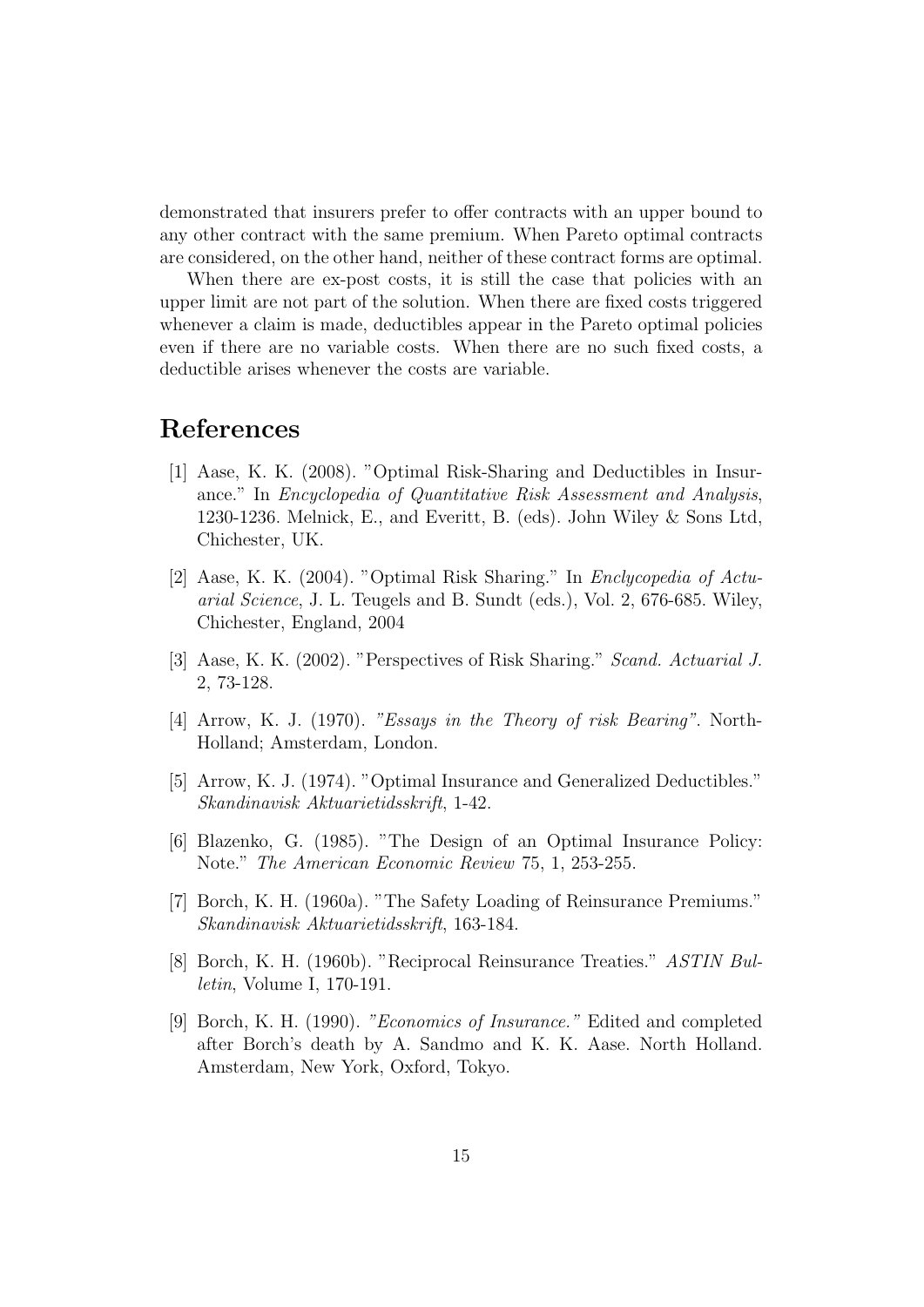demonstrated that insurers prefer to offer contracts with an upper bound to any other contract with the same premium. When Pareto optimal contracts are considered, on the other hand, neither of these contract forms are optimal.

When there are ex-post costs, it is still the case that policies with an upper limit are not part of the solution. When there are fixed costs triggered whenever a claim is made, deductibles appear in the Pareto optimal policies even if there are no variable costs. When there are no such fixed costs, a deductible arises whenever the costs are variable.

# References

[1] Aase, K. K. (2008). "Optimal Risk-Sharing and Deductibles in Insurance." In *Encyclopedia of Quantitative Risk Assessment and Analysis*, 1230-1236. Melnick, E., and Everitt, B. (eds). John Wiley & Sons Ltd, Chichester, UK.

[2] Aase, K. K. (2004). "Optimal Risk Sharing." In *Enclycopedia of Actuarial Science*, J. L. Teugels and B. Sundt (eds.), Vol. 2, 676-685. Wiley, Chichester, England, 2004

[3] Aase, K. K. (2002). "Perspectives of Risk Sharing." *Scand. Actuarial J.* 2, 73-128.

[4] Arrow, K. J. (1970). *"Essays in the Theory of risk Bearing"*. North-Holland; Amsterdam, London.

[5] Arrow, K. J. (1974). "Optimal Insurance and Generalized Deductibles." *Skandinavisk Aktuarietidsskrift*, 1-42.

[6] Blazenko, G. (1985). "The Design of an Optimal Insurance Policy: Note." *The American Economic Review* 75, 1, 253-255.

[7] Borch, K. H. (1960a). "The Safety Loading of Reinsurance Premiums." *Skandinavisk Aktuarietidsskrift*, 163-184.

[8] Borch, K. H. (1960b). "Reciprocal Reinsurance Treaties." *ASTIN Bulletin*, Volume I, 170-191.

[9] Borch, K. H. (1990). *"Economics of Insurance."* Edited and completed after Borch's death by A. Sandmo and K. K. Aase. North Holland. Amsterdam, New York, Oxford, Tokyo.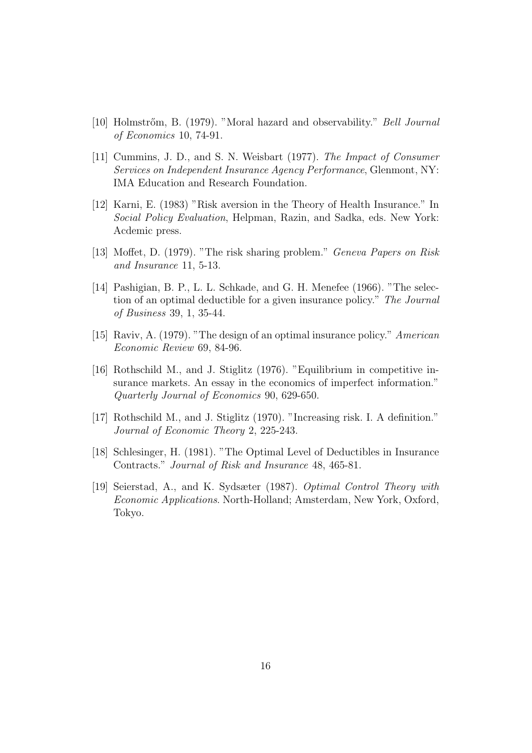[10] Holmstrőm, B. (1979). "Moral hazard and observability." *Bell Journal of Economics* 10, 74-91.

[11] Cummins, J. D., and S. N. Weisbart (1977). *The Impact of Consumer Services on Independent Insurance Agency Performance*, Glenmont, NY: IMA Education and Research Foundation.

[12] Karni, E. (1983) "Risk aversion in the Theory of Health Insurance." In *Social Policy Evaluation*, Helpman, Razin, and Sadka, eds. New York: Acdemic press.

[13] Moffet, D. (1979). "The risk sharing problem." *Geneva Papers on Risk and Insurance* 11, 5-13.

[14] Pashigian, B. P., L. L. Schkade, and G. H. Menefee (1966). "The selection of an optimal deductible for a given insurance policy." *The Journal of Business* 39, 1, 35-44.

[15] Raviv, A. (1979). "The design of an optimal insurance policy." *American Economic Review* 69, 84-96.

[16] Rothschild M., and J. Stiglitz (1976). "Equilibrium in competitive insurance markets. An essay in the economics of imperfect information." *Quarterly Journal of Economics* 90, 629-650.

[17] Rothschild M., and J. Stiglitz (1970). "Increasing risk. I. A definition." *Journal of Economic Theory* 2, 225-243.

[18] Schlesinger, H. (1981). "The Optimal Level of Deductibles in Insurance Contracts." *Journal of Risk and Insurance* 48, 465-81.

[19] Seierstad, A., and K. Sydsæter (1987). *Optimal Control Theory with Economic Applications*. North-Holland; Amsterdam, New York, Oxford, Tokyo.